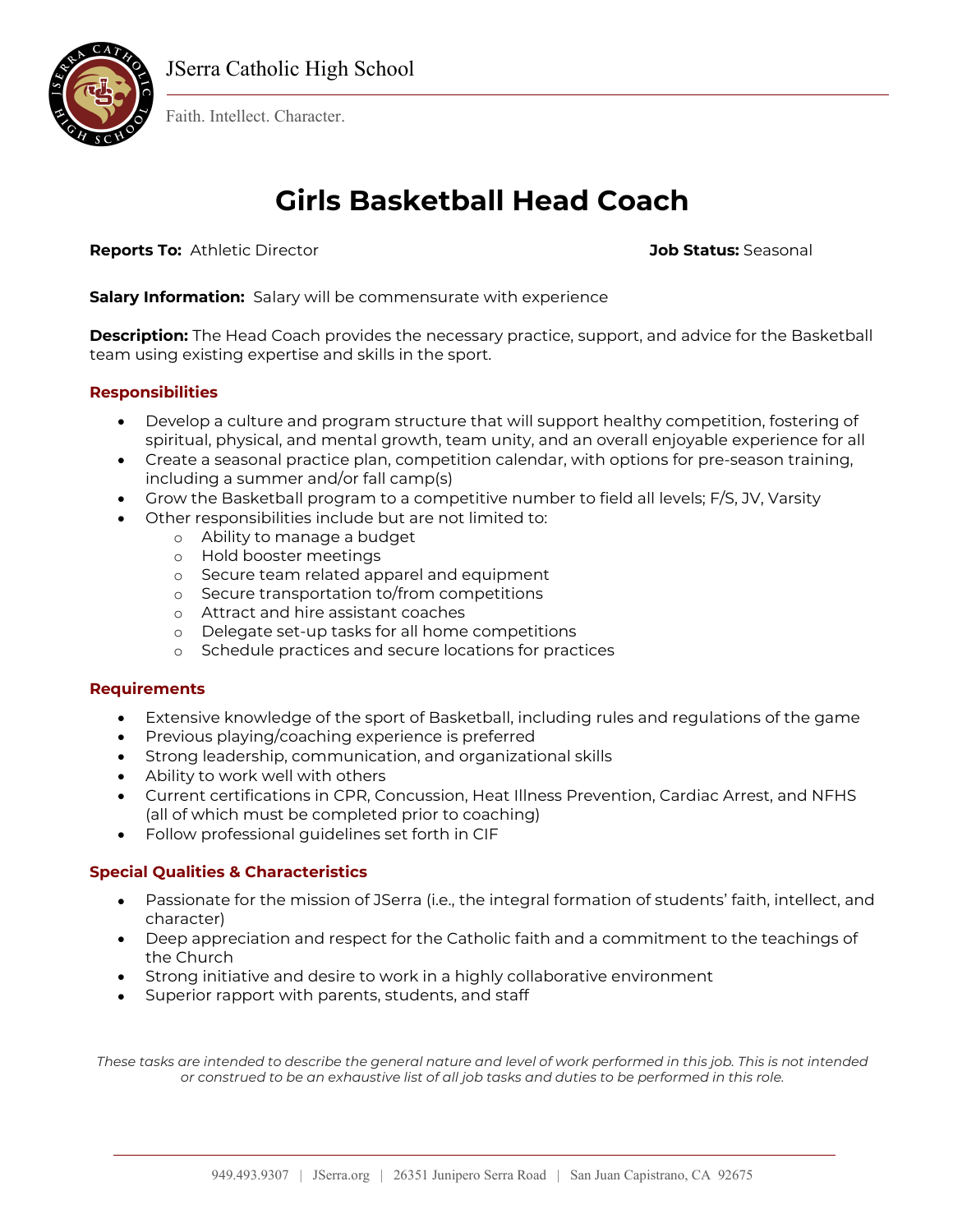JSerra Catholic High School

Faith. Intellect. Character.

# Girls Basketball Head Coach

**Reports To:** Athletic Director **Job Status:** Seasonal

**Salary Information:** Salary will be commensurate with experience

**Description:** The Head Coach provides the necessary practice, support, and advice for the Basketball team using existing expertise and skills in the sport.

## Responsibilities

- Develop a culture and program structure that will support healthy competition, fostering of spiritual, physical, and mental growth, team unity, and an overall enjoyable experience for all
- Create a seasonal practice plan, competition calendar, with options for pre-season training, including a summer and/or fall camp(s)
- Grow the Basketball program to a competitive number to field all levels; F/S, JV, Varsity
- Other responsibilities include but are not limited to:
    - Ability to manage a budget
    - Hold booster meetings
    - Secure team related apparel and equipment
    - Secure transportation to/from competitions
    - Attract and hire assistant coaches
    - Delegate set-up tasks for all home competitions
    - Schedule practices and secure locations for practices

## Requirements

- Extensive knowledge of the sport of Basketball, including rules and regulations of the game
- Previous playing/coaching experience is preferred
- Strong leadership, communication, and organizational skills
- Ability to work well with others
- Current certifications in CPR, Concussion, Heat Illness Prevention, Cardiac Arrest, and NFHS (all of which must be completed prior to coaching)
- Follow professional guidelines set forth in CIF

## Special Qualities & Characteristics

- Passionate for the mission of JSerra (i.e., the integral formation of students' faith, intellect, and character)
- Deep appreciation and respect for the Catholic faith and a commitment to the teachings of the Church
- Strong initiative and desire to work in a highly collaborative environment
- Superior rapport with parents, students, and staff

*These tasks are intended to describe the general nature and level of work performed in this job. This is not intended or construed to be an exhaustive list of all job tasks and duties to be performed in this role.*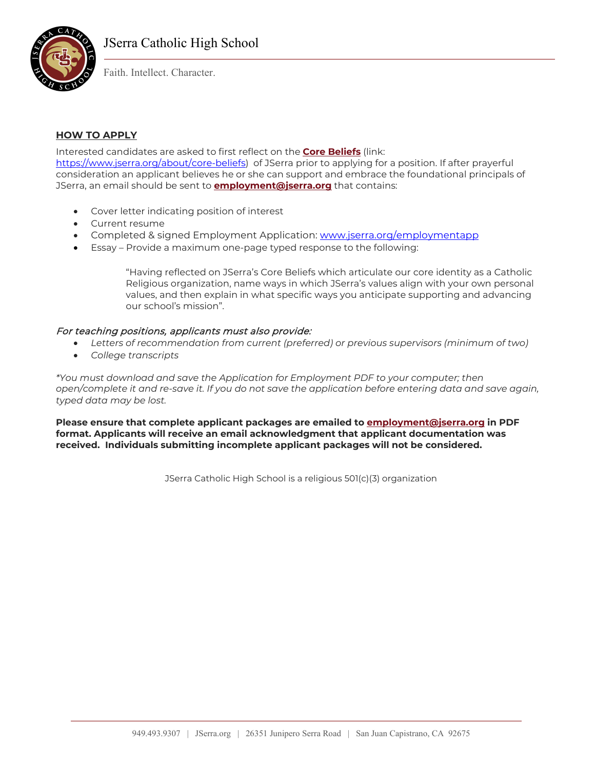## HOW TO APPLY

Interested candidates are asked to first reflect on the **Core Beliefs** (link: https://www.jserra.org/about/core-beliefs) of JSerra prior to applying for a position. If after prayerful consideration an applicant believes he or she can support and embrace the foundational principals of JSerra, an email should be sent to **employment@jserra.org** that contains:

- Cover letter indicating position of interest
- Current resume
- Completed & signed Employment Application: www.jserra.org/employmentapp
- Essay – Provide a maximum one-page typed response to the following:

> "Having reflected on JSerra's Core Beliefs which articulate our core identity as a Catholic Religious organization, name ways in which JSerra's values align with your own personal values, and then explain in what specific ways you anticipate supporting and advancing our school's mission".

*For teaching positions, applicants must also provide:*

- *Letters of recommendation from current (preferred) or previous supervisors (minimum of two)*
- *College transcripts*

**You must download and save the Application for Employment PDF to your computer; then open/complete it and re-save it. If you do not save the application before entering data and save again, typed data may be lost.*

**Please ensure that complete applicant packages are emailed to employment@jserra.org in PDF format. Applicants will receive an email acknowledgment that applicant documentation was received. Individuals submitting incomplete applicant packages will not be considered.**

JSerra Catholic High School is a religious 501(c)(3) organization